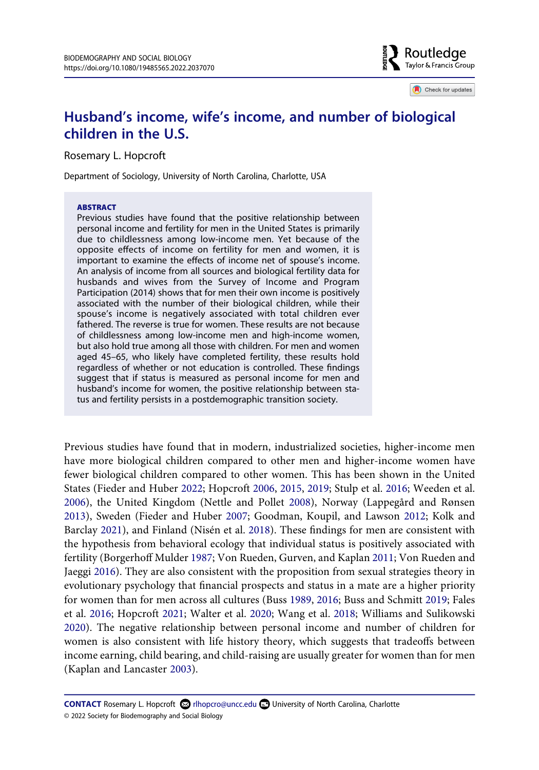# Husband's income, wife's income, and number of biological children in the U.S.

Rosemary L. Hopcroft

Department of Sociology, University of North Carolina, Charlotte, USA

**ABSTRACT**

Previous studies have found that the positive relationship between personal income and fertility for men in the United States is primarily due to childlessness among low-income men. Yet because of the opposite effects of income on fertility for men and women, it is important to examine the effects of income net of spouse's income. An analysis of income from all sources and biological fertility data for husbands and wives from the Survey of Income and Program Participation (2014) shows that for men their own income is positively associated with the number of their biological children, while their spouse's income is negatively associated with total children ever fathered. The reverse is true for women. These results are not because of childlessness among low-income men and high-income women, but also hold true among all those with children. For men and women aged 45–65, who likely have completed fertility, these results hold regardless of whether or not education is controlled. These findings suggest that if status is measured as personal income for men and husband's income for women, the positive relationship between status and fertility persists in a postdemographic transition society.

Previous studies have found that in modern, industrialized societies, higher-income men have more biological children compared to other men and higher-income women have fewer biological children compared to other women. This has been shown in the United States (Fieder and Huber 2022; Hopcroft 2006, 2015, 2019; Stulp et al. 2016; Weeden et al. 2006), the United Kingdom (Nettle and Pollet 2008), Norway (Lappegård and Rønsen 2013), Sweden (Fieder and Huber 2007; Goodman, Koupil, and Lawson 2012; Kolk and Barclay 2021), and Finland (Nisén et al. 2018). These findings for men are consistent with the hypothesis from behavioral ecology that individual status is positively associated with fertility (Borgerhoff Mulder 1987; Von Rueden, Gurven, and Kaplan 2011; Von Rueden and Jaeggi 2016). They are also consistent with the proposition from sexual strategies theory in evolutionary psychology that financial prospects and status in a mate are a higher priority for women than for men across all cultures (Buss 1989, 2016; Buss and Schmitt 2019; Fales et al. 2016; Hopcroft 2021; Walter et al. 2020; Wang et al. 2018; Williams and Sulikowski 2020). The negative relationship between personal income and number of children for women is also consistent with life history theory, which suggests that tradeoffs between income earning, child bearing, and child-raising are usually greater for women than for men (Kaplan and Lancaster 2003).

**CONTACT** Rosemary L. Hopcroft rlhopcro@uncc.edu University of North Carolina, Charlotte
© 2022 Society for Biodemography and Social Biology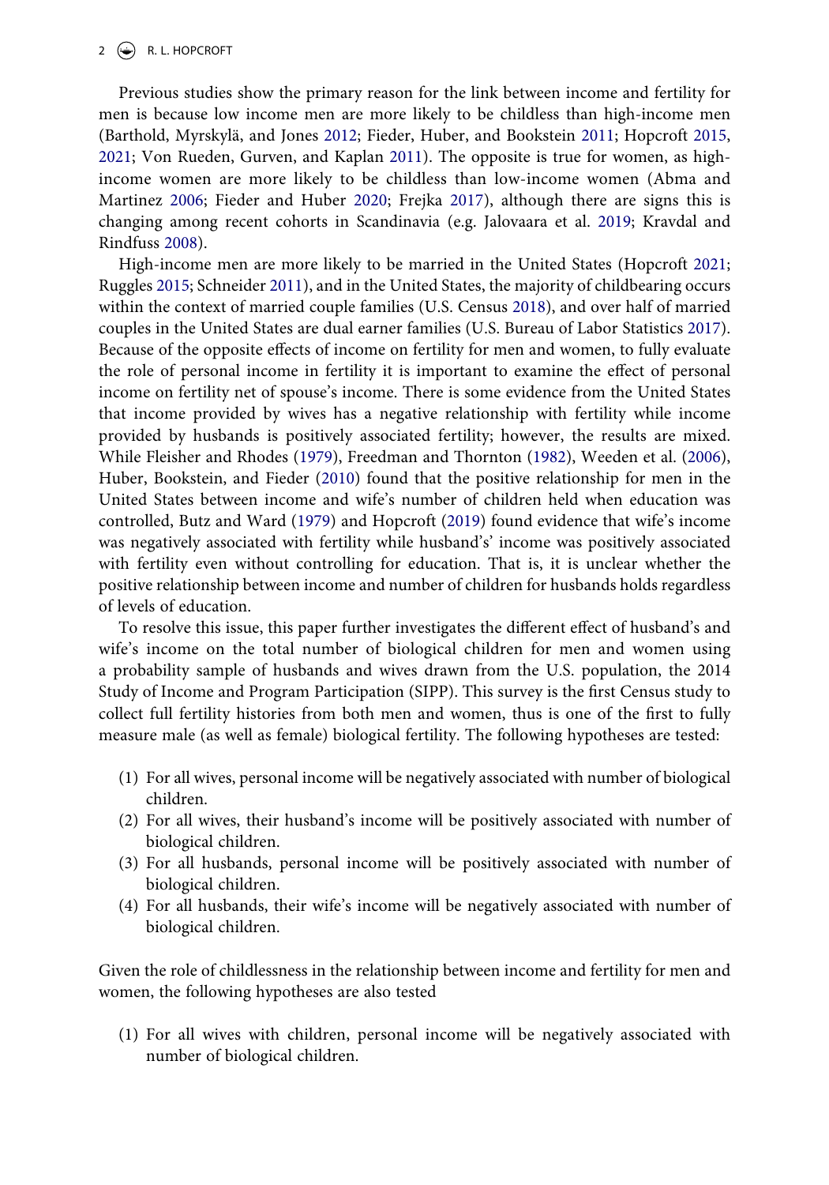Previous studies show the primary reason for the link between income and fertility for men is because low income men are more likely to be childless than high-income men (Barthold, Myrskylä, and Jones 2012; Fieder, Huber, and Bookstein 2011; Hopcroft 2015, 2021; Von Rueden, Gurven, and Kaplan 2011). The opposite is true for women, as high-income women are more likely to be childless than low-income women (Abma and Martinez 2006; Fieder and Huber 2020; Frejka 2017), although there are signs this is changing among recent cohorts in Scandinavia (e.g. Jalovaara et al. 2019; Kravdal and Rindfuss 2008).

High-income men are more likely to be married in the United States (Hopcroft 2021; Ruggles 2015; Schneider 2011), and in the United States, the majority of childbearing occurs within the context of married couple families (U.S. Census 2018), and over half of married couples in the United States are dual earner families (U.S. Bureau of Labor Statistics 2017). Because of the opposite effects of income on fertility for men and women, to fully evaluate the role of personal income in fertility it is important to examine the effect of personal income on fertility net of spouse's income. There is some evidence from the United States that income provided by wives has a negative relationship with fertility while income provided by husbands is positively associated fertility; however, the results are mixed. While Fleisher and Rhodes (1979), Freedman and Thornton (1982), Weeden et al. (2006), Huber, Bookstein, and Fieder (2010) found that the positive relationship for men in the United States between income and wife's number of children held when education was controlled, Butz and Ward (1979) and Hopcroft (2019) found evidence that wife's income was negatively associated with fertility while husband's' income was positively associated with fertility even without controlling for education. That is, it is unclear whether the positive relationship between income and number of children for husbands holds regardless of levels of education.

To resolve this issue, this paper further investigates the different effect of husband's and wife's income on the total number of biological children for men and women using a probability sample of husbands and wives drawn from the U.S. population, the 2014 Study of Income and Program Participation (SIPP). This survey is the first Census study to collect full fertility histories from both men and women, thus is one of the first to fully measure male (as well as female) biological fertility. The following hypotheses are tested:

(1) For all wives, personal income will be negatively associated with number of biological children.
(2) For all wives, their husband's income will be positively associated with number of biological children.
(3) For all husbands, personal income will be positively associated with number of biological children.
(4) For all husbands, their wife's income will be negatively associated with number of biological children.

Given the role of childlessness in the relationship between income and fertility for men and women, the following hypotheses are also tested

(1) For all wives with children, personal income will be negatively associated with number of biological children.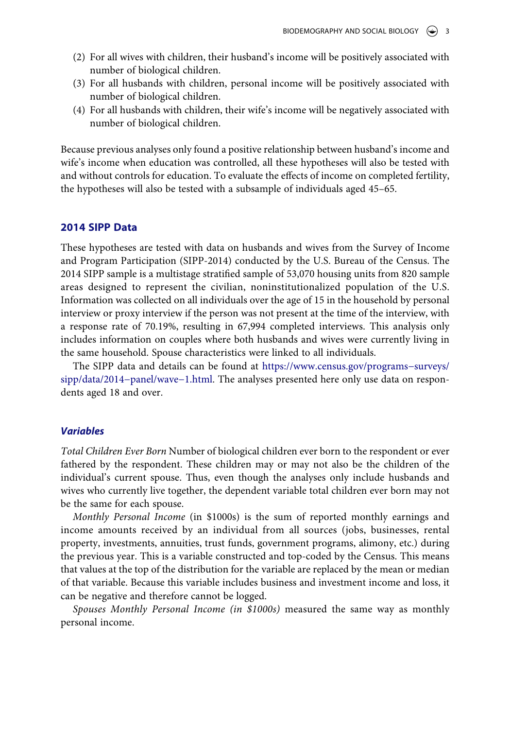(2) For all wives with children, their husband's income will be positively associated with number of biological children.
(3) For all husbands with children, personal income will be positively associated with number of biological children.
(4) For all husbands with children, their wife's income will be negatively associated with number of biological children.

Because previous analyses only found a positive relationship between husband's income and wife's income when education was controlled, all these hypotheses will also be tested with and without controls for education. To evaluate the effects of income on completed fertility, the hypotheses will also be tested with a subsample of individuals aged 45–65.

## 2014 SIPP Data

These hypotheses are tested with data on husbands and wives from the Survey of Income and Program Participation (SIPP-2014) conducted by the U.S. Bureau of the Census. The 2014 SIPP sample is a multistage stratified sample of 53,070 housing units from 820 sample areas designed to represent the civilian, noninstitutionalized population of the U.S. Information was collected on all individuals over the age of 15 in the household by personal interview or proxy interview if the person was not present at the time of the interview, with a response rate of 70.19%, resulting in 67,994 completed interviews. This analysis only includes information on couples where both husbands and wives were currently living in the same household. Spouse characteristics were linked to all individuals.

The SIPP data and details can be found at https://www.census.gov/programs–surveys/sipp/data/2014–panel/wave–1.html. The analyses presented here only use data on respondents aged 18 and over.

### *Variables*

*Total Children Ever Born* Number of biological children ever born to the respondent or ever fathered by the respondent. These children may or may not also be the children of the individual's current spouse. Thus, even though the analyses only include husbands and wives who currently live together, the dependent variable total children ever born may not be the same for each spouse.

*Monthly Personal Income* (in $1000s) is the sum of reported monthly earnings and income amounts received by an individual from all sources (jobs, businesses, rental property, investments, annuities, trust funds, government programs, alimony, etc.) during the previous year. This is a variable constructed and top-coded by the Census. This means that values at the top of the distribution for the variable are replaced by the mean or median of that variable. Because this variable includes business and investment income and loss, it can be negative and therefore cannot be logged.

*Spouses Monthly Personal Income (in $1000s)* measured the same way as monthly personal income.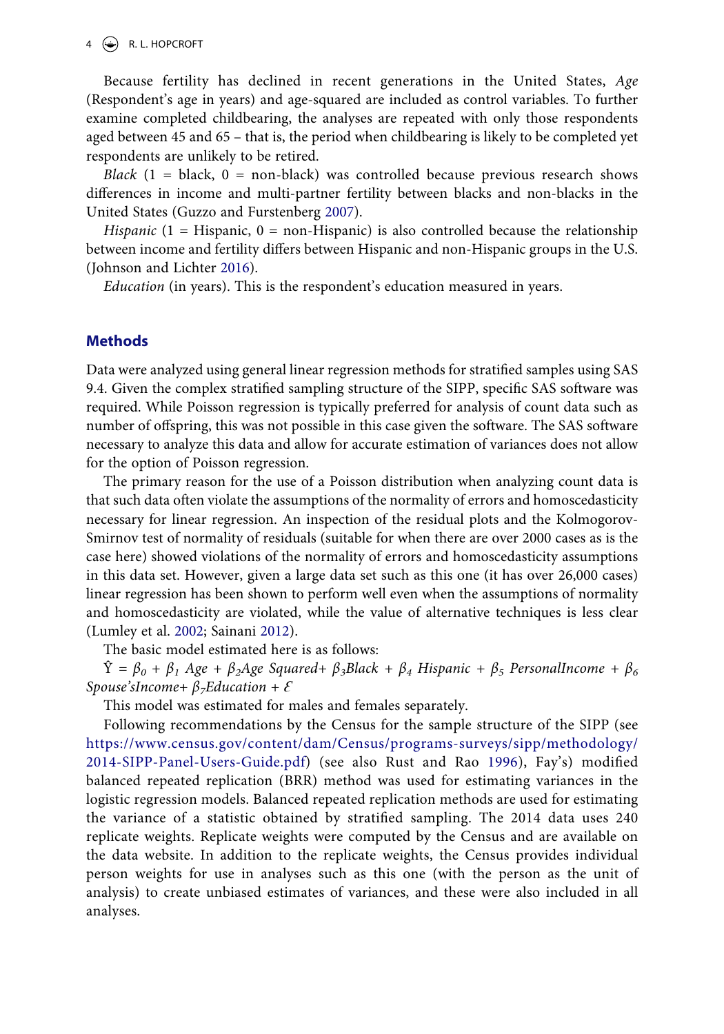Because fertility has declined in recent generations in the United States, *Age* (Respondent's age in years) and age-squared are included as control variables. To further examine completed childbearing, the analyses are repeated with only those respondents aged between 45 and 65 – that is, the period when childbearing is likely to be completed yet respondents are unlikely to be retired.

*Black* (1 = black, 0 = non-black) was controlled because previous research shows differences in income and multi-partner fertility between blacks and non-blacks in the United States (Guzzo and Furstenberg 2007).

*Hispanic* (1 = Hispanic, 0 = non-Hispanic) is also controlled because the relationship between income and fertility differs between Hispanic and non-Hispanic groups in the U.S. (Johnson and Lichter 2016).

*Education* (in years). This is the respondent's education measured in years.

## Methods

Data were analyzed using general linear regression methods for stratified samples using SAS 9.4. Given the complex stratified sampling structure of the SIPP, specific SAS software was required. While Poisson regression is typically preferred for analysis of count data such as number of offspring, this was not possible in this case given the software. The SAS software necessary to analyze this data and allow for accurate estimation of variances does not allow for the option of Poisson regression.

The primary reason for the use of a Poisson distribution when analyzing count data is that such data often violate the assumptions of the normality of errors and homoscedasticity necessary for linear regression. An inspection of the residual plots and the Kolmogorov-Smirnov test of normality of residuals (suitable for when there are over 2000 cases as is the case here) showed violations of the normality of errors and homoscedasticity assumptions in this data set. However, given a large data set such as this one (it has over 26,000 cases) linear regression has been shown to perform well even when the assumptions of normality and homoscedasticity are violated, while the value of alternative techniques is less clear (Lumley et al. 2002; Sainani 2012).

The basic model estimated here is as follows:

$$\hat{Y} = \beta_0 + \beta_1\, Age + \beta_2 Age\ Squared + \beta_3 Black + \beta_4\, Hispanic + \beta_5\, PersonalIncome + \beta_6\, Spouse'sIncome + \beta_7 Education + \mathcal{E}$$

This model was estimated for males and females separately.

Following recommendations by the Census for the sample structure of the SIPP (see https://www.census.gov/content/dam/Census/programs-surveys/sipp/methodology/2014-SIPP-Panel-Users-Guide.pdf) (see also Rust and Rao 1996), Fay's) modified balanced repeated replication (BRR) method was used for estimating variances in the logistic regression models. Balanced repeated replication methods are used for estimating the variance of a statistic obtained by stratified sampling. The 2014 data uses 240 replicate weights. Replicate weights were computed by the Census and are available on the data website. In addition to the replicate weights, the Census provides individual person weights for use in analyses such as this one (with the person as the unit of analysis) to create unbiased estimates of variances, and these were also included in all analyses.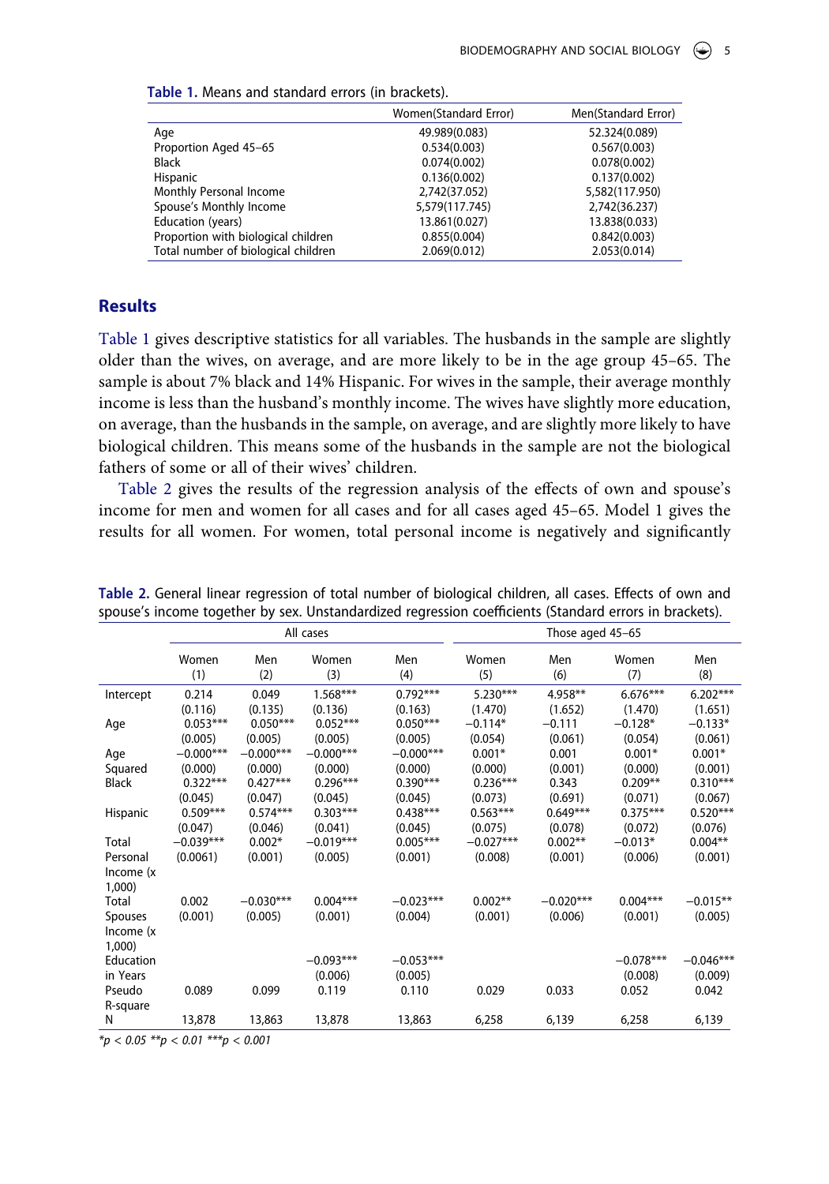**Table 1.** Means and standard errors (in brackets).

| | Women(Standard Error) | Men(Standard Error) |
|---|---|---|
| Age | 49.989(0.083) | 52.324(0.089) |
| Proportion Aged 45–65 | 0.534(0.003) | 0.567(0.003) |
| Black | 0.074(0.002) | 0.078(0.002) |
| Hispanic | 0.136(0.002) | 0.137(0.002) |
| Monthly Personal Income | 2,742(37.052) | 5,582(117.950) |
| Spouse's Monthly Income | 5,579(117.745) | 2,742(36.237) |
| Education (years) | 13.861(0.027) | 13.838(0.033) |
| Proportion with biological children | 0.855(0.004) | 0.842(0.003) |
| Total number of biological children | 2.069(0.012) | 2.053(0.014) |

## Results

Table 1 gives descriptive statistics for all variables. The husbands in the sample are slightly older than the wives, on average, and are more likely to be in the age group 45–65. The sample is about 7% black and 14% Hispanic. For wives in the sample, their average monthly income is less than the husband's monthly income. The wives have slightly more education, on average, than the husbands in the sample, on average, and are slightly more likely to have biological children. This means some of the husbands in the sample are not the biological fathers of some or all of their wives' children.

Table 2 gives the results of the regression analysis of the effects of own and spouse's income for men and women for all cases and for all cases aged 45–65. Model 1 gives the results for all women. For women, total personal income is negatively and significantly

**Table 2.** General linear regression of total number of biological children, all cases. Effects of own and spouse's income together by sex. Unstandardized regression coefficients (Standard errors in brackets).

| | All cases | | | | Those aged 45–65 | | | |
|---|---|---|---|---|---|---|---|---|
| | Women (1) | Men (2) | Women (3) | Men (4) | Women (5) | Men (6) | Women (7) | Men (8) |
| Intercept | 0.214 | 0.049 | 1.568*** | 0.792*** | 5.230*** | 4.958** | 6.676*** | 6.202*** |
| | (0.116) | (0.135) | (0.136) | (0.163) | (1.470) | (1.652) | (1.470) | (1.651) |
| Age | 0.053*** | 0.050*** | 0.052*** | 0.050*** | −0.114* | −0.111 | −0.128* | −0.133* |
| | (0.005) | (0.005) | (0.005) | (0.005) | (0.054) | (0.061) | (0.054) | (0.061) |
| Age Squared | −0.000*** | −0.000*** | −0.000*** | −0.000*** | 0.001* | 0.001 | 0.001* | 0.001* |
| | (0.000) | (0.000) | (0.000) | (0.000) | (0.000) | (0.001) | (0.000) | (0.001) |
| Black | 0.322*** | 0.427*** | 0.296*** | 0.390*** | 0.236*** | 0.343 | 0.209** | 0.310*** |
| | (0.045) | (0.047) | (0.045) | (0.045) | (0.073) | (0.691) | (0.071) | (0.067) |
| Hispanic | 0.509*** | 0.574*** | 0.303*** | 0.438*** | 0.563*** | 0.649*** | 0.375*** | 0.520*** |
| | (0.047) | (0.046) | (0.041) | (0.045) | (0.075) | (0.078) | (0.072) | (0.076) |
| Total Personal Income (x 1,000) | −0.039*** | 0.002* | −0.019*** | 0.005*** | −0.027*** | 0.002** | −0.013* | 0.004** |
| | (0.0061) | (0.001) | (0.005) | (0.001) | (0.008) | (0.001) | (0.006) | (0.001) |
| Total Spouses Income (x 1,000) | 0.002 | −0.030*** | 0.004*** | −0.023*** | 0.002** | −0.020*** | 0.004*** | −0.015** |
| | (0.001) | (0.005) | (0.001) | (0.004) | (0.001) | (0.006) | (0.001) | (0.005) |
| Education in Years | | | −0.093*** | −0.053*** | | | −0.078*** | −0.046*** |
| | | | (0.006) | (0.005) | | | (0.008) | (0.009) |
| Pseudo R-square | 0.089 | 0.099 | 0.119 | 0.110 | 0.029 | 0.033 | 0.052 | 0.042 |
| N | 13,878 | 13,863 | 13,878 | 13,863 | 6,258 | 6,139 | 6,258 | 6,139 |

*$p < 0.05$ **$p < 0.01$ ***$p < 0.001$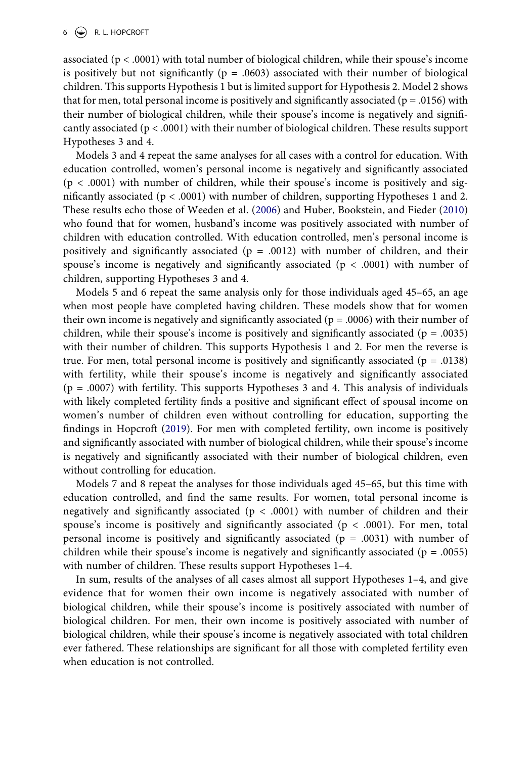associated ($p < .0001$) with total number of biological children, while their spouse's income is positively but not significantly ($p = .0603$) associated with their number of biological children. This supports Hypothesis 1 but is limited support for Hypothesis 2. Model 2 shows that for men, total personal income is positively and significantly associated ($p = .0156$) with their number of biological children, while their spouse's income is negatively and significantly associated ($p < .0001$) with their number of biological children. These results support Hypotheses 3 and 4.

Models 3 and 4 repeat the same analyses for all cases with a control for education. With education controlled, women's personal income is negatively and significantly associated ($p < .0001$) with number of children, while their spouse's income is positively and significantly associated ($p < .0001$) with number of children, supporting Hypotheses 1 and 2. These results echo those of Weeden et al. (2006) and Huber, Bookstein, and Fieder (2010) who found that for women, husband's income was positively associated with number of children with education controlled. With education controlled, men's personal income is positively and significantly associated ($p = .0012$) with number of children, and their spouse's income is negatively and significantly associated ($p < .0001$) with number of children, supporting Hypotheses 3 and 4.

Models 5 and 6 repeat the same analysis only for those individuals aged 45–65, an age when most people have completed having children. These models show that for women their own income is negatively and significantly associated ($p = .0006$) with their number of children, while their spouse's income is positively and significantly associated ($p = .0035$) with their number of children. This supports Hypothesis 1 and 2. For men the reverse is true. For men, total personal income is positively and significantly associated ($p = .0138$) with fertility, while their spouse's income is negatively and significantly associated ($p = .0007$) with fertility. This supports Hypotheses 3 and 4. This analysis of individuals with likely completed fertility finds a positive and significant effect of spousal income on women's number of children even without controlling for education, supporting the findings in Hopcroft (2019). For men with completed fertility, own income is positively and significantly associated with number of biological children, while their spouse's income is negatively and significantly associated with their number of biological children, even without controlling for education.

Models 7 and 8 repeat the analyses for those individuals aged 45–65, but this time with education controlled, and find the same results. For women, total personal income is negatively and significantly associated ($p < .0001$) with number of children and their spouse's income is positively and significantly associated ($p < .0001$). For men, total personal income is positively and significantly associated ($p = .0031$) with number of children while their spouse's income is negatively and significantly associated ($p = .0055$) with number of children. These results support Hypotheses 1–4.

In sum, results of the analyses of all cases almost all support Hypotheses 1–4, and give evidence that for women their own income is negatively associated with number of biological children, while their spouse's income is positively associated with number of biological children. For men, their own income is positively associated with number of biological children, while their spouse's income is negatively associated with total children ever fathered. These relationships are significant for all those with completed fertility even when education is not controlled.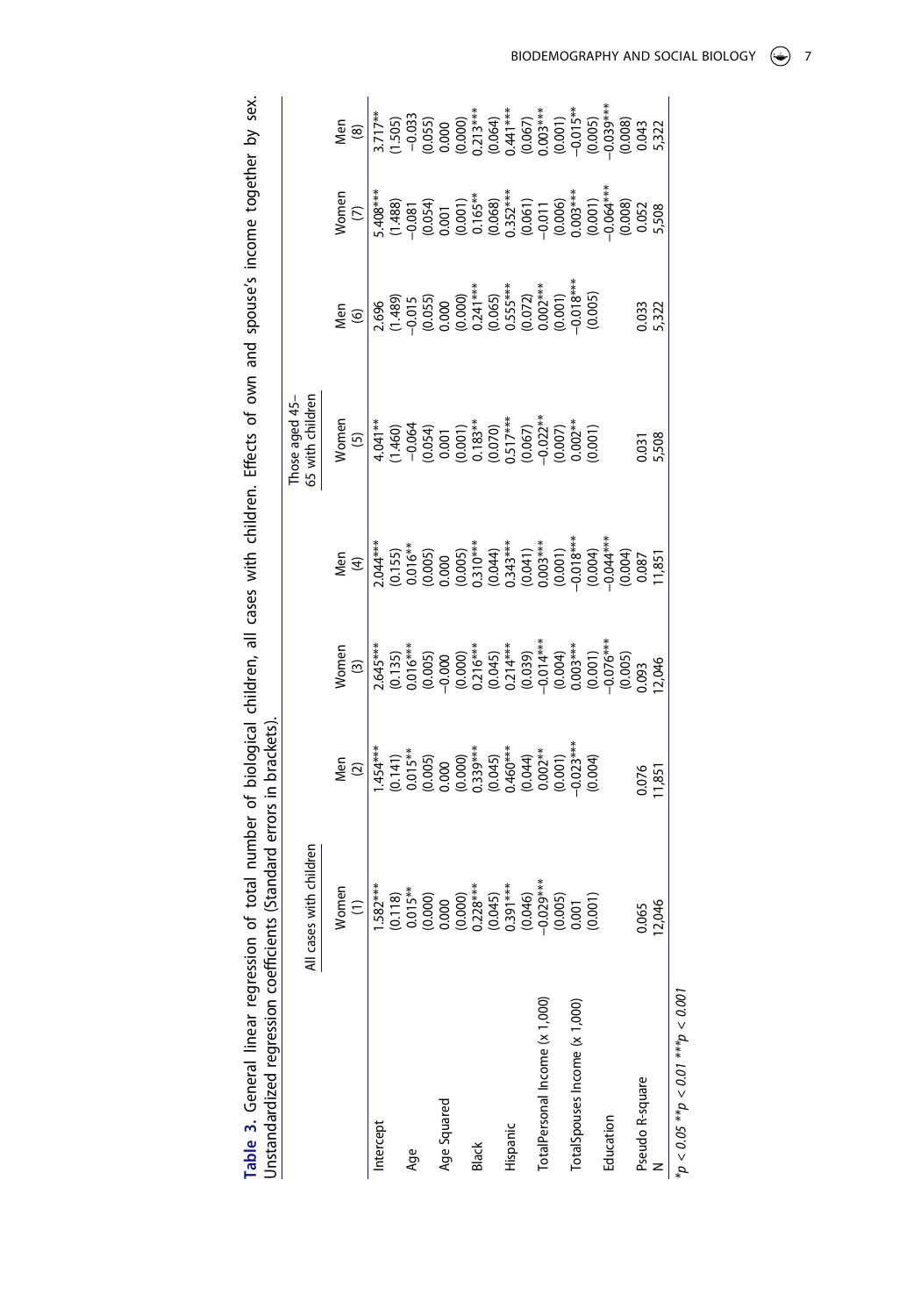**Table 3.** General linear regression of total number of biological children, all cases with children. Effects of own and spouse's income together by sex. Unstandardized regression coefficients (Standard errors in brackets).

| | All cases with children | | | | Those aged 45–65 with children | | | |
|---|---|---|---|---|---|---|---|---|
| | Women (1) | Men (2) | Women (3) | Men (4) | Women (5) | Men (6) | Women (7) | Men (8) |
| Intercept | 1.582*** | 1.454*** | 2.645*** | 2.044*** | 4.041** | 2.696 | 5.408*** | 3.717** |
| | (0.118) | (0.141) | (0.135) | (0.155) | (1.460) | (1.489) | (1.488) | (1.505) |
| Age | 0.015** | 0.015** | 0.016*** | 0.016** | −0.064 | −0.015 | −0.081 | −0.033 |
| | (0.000) | (0.005) | (0.005) | (0.005) | (0.054) | (0.055) | (0.054) | (0.055) |
| Age Squared | 0.000 | 0.000 | −0.000 | 0.000 | 0.001 | 0.000 | 0.001 | 0.000 |
| | (0.000) | (0.000) | (0.000) | (0.005) | (0.001) | (0.000) | (0.001) | (0.000) |
| Black | 0.228*** | 0.339*** | 0.216*** | 0.310*** | 0.183** | 0.241*** | 0.165** | 0.213*** |
| | (0.045) | (0.045) | (0.045) | (0.044) | (0.070) | (0.065) | (0.068) | (0.064) |
| Hispanic | 0.391*** | 0.460*** | 0.214*** | 0.343*** | 0.517*** | 0.555*** | 0.352*** | 0.441*** |
| | (0.046) | (0.044) | (0.039) | (0.041) | (0.067) | (0.072) | (0.061) | (0.067) |
| TotalPersonal Income (x 1,000) | −0.029*** | 0.002** | −0.014*** | 0.003*** | −0.022** | 0.002*** | −0.011 | 0.003*** |
| | (0.005) | (0.001) | (0.004) | (0.001) | (0.007) | (0.001) | (0.006) | (0.001) |
| TotalSpouses Income (x 1,000) | 0.001 | −0.023*** | 0.003*** | −0.018*** | 0.002** | −0.018*** | 0.003*** | −0.015** |
| | (0.001) | (0.004) | (0.001) | (0.004) | (0.001) | (0.005) | (0.001) | (0.005) |
| Education | | | −0.076*** | −0.044*** | | | −0.064*** | −0.039*** |
| | | | (0.005) | (0.004) | | | (0.008) | (0.008) |
| Pseudo R-square | 0.065 | 0.076 | 0.093 | 0.087 | 0.031 | 0.033 | 0.052 | 0.043 |
| N | 12,046 | 11,851 | 12,046 | 11,851 | 5,508 | 5,322 | 5,508 | 5,322 |

*$p < 0.05$ **$p < 0.01$ ***$p < 0.001$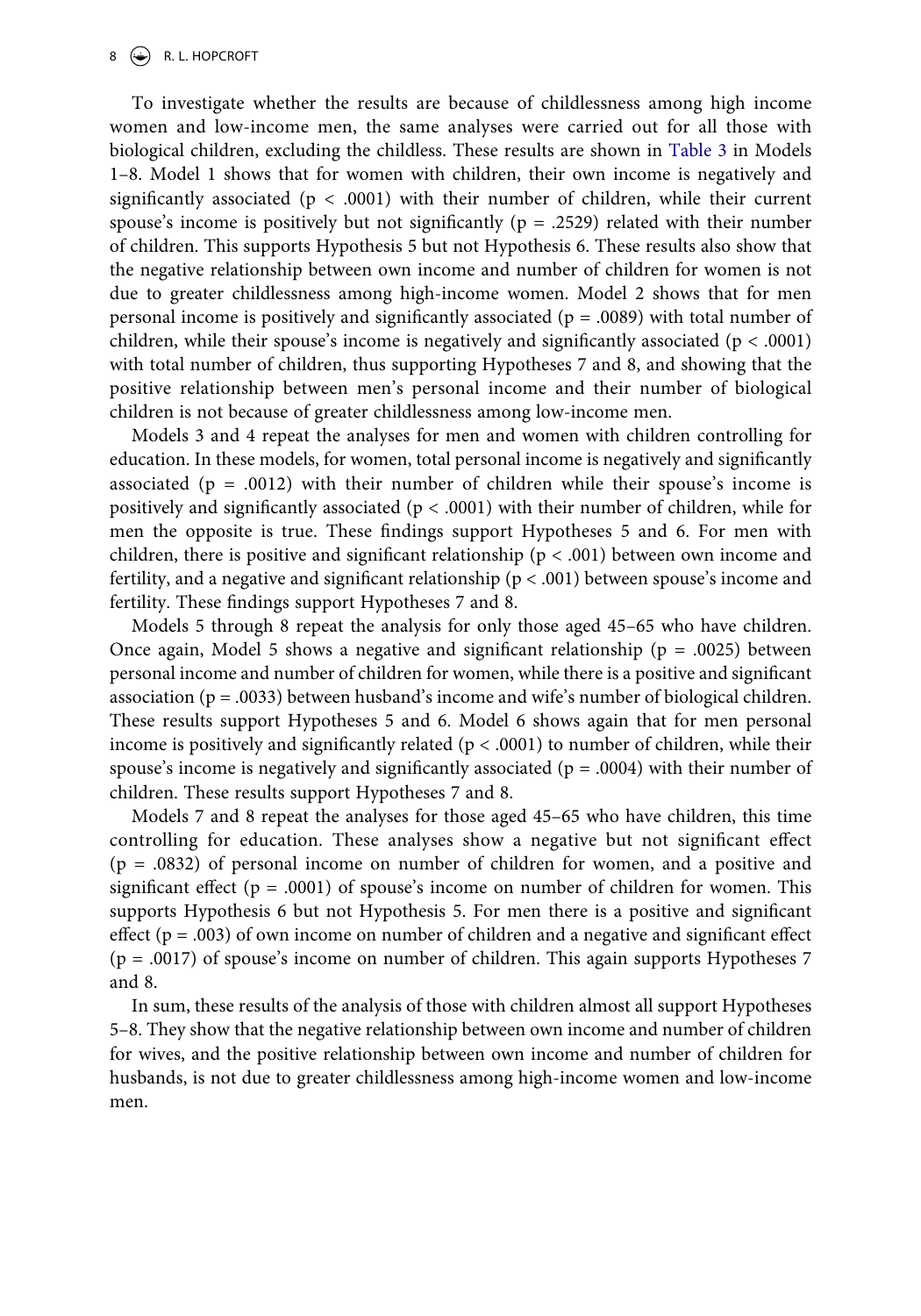To investigate whether the results are because of childlessness among high income women and low-income men, the same analyses were carried out for all those with biological children, excluding the childless. These results are shown in Table 3 in Models 1–8. Model 1 shows that for women with children, their own income is negatively and significantly associated ($p < .0001$) with their number of children, while their current spouse's income is positively but not significantly ($p = .2529$) related with their number of children. This supports Hypothesis 5 but not Hypothesis 6. These results also show that the negative relationship between own income and number of children for women is not due to greater childlessness among high-income women. Model 2 shows that for men personal income is positively and significantly associated ($p = .0089$) with total number of children, while their spouse's income is negatively and significantly associated ($p < .0001$) with total number of children, thus supporting Hypotheses 7 and 8, and showing that the positive relationship between men's personal income and their number of biological children is not because of greater childlessness among low-income men.

Models 3 and 4 repeat the analyses for men and women with children controlling for education. In these models, for women, total personal income is negatively and significantly associated ($p = .0012$) with their number of children while their spouse's income is positively and significantly associated ($p < .0001$) with their number of children, while for men the opposite is true. These findings support Hypotheses 5 and 6. For men with children, there is positive and significant relationship ($p < .001$) between own income and fertility, and a negative and significant relationship ($p < .001$) between spouse's income and fertility. These findings support Hypotheses 7 and 8.

Models 5 through 8 repeat the analysis for only those aged 45–65 who have children. Once again, Model 5 shows a negative and significant relationship ($p = .0025$) between personal income and number of children for women, while there is a positive and significant association ($p = .0033$) between husband's income and wife's number of biological children. These results support Hypotheses 5 and 6. Model 6 shows again that for men personal income is positively and significantly related ($p < .0001$) to number of children, while their spouse's income is negatively and significantly associated ($p = .0004$) with their number of children. These results support Hypotheses 7 and 8.

Models 7 and 8 repeat the analyses for those aged 45–65 who have children, this time controlling for education. These analyses show a negative but not significant effect ($p = .0832$) of personal income on number of children for women, and a positive and significant effect ($p = .0001$) of spouse's income on number of children for women. This supports Hypothesis 6 but not Hypothesis 5. For men there is a positive and significant effect ($p = .003$) of own income on number of children and a negative and significant effect ($p = .0017$) of spouse's income on number of children. This again supports Hypotheses 7 and 8.

In sum, these results of the analysis of those with children almost all support Hypotheses 5–8. They show that the negative relationship between own income and number of children for wives, and the positive relationship between own income and number of children for husbands, is not due to greater childlessness among high-income women and low-income men.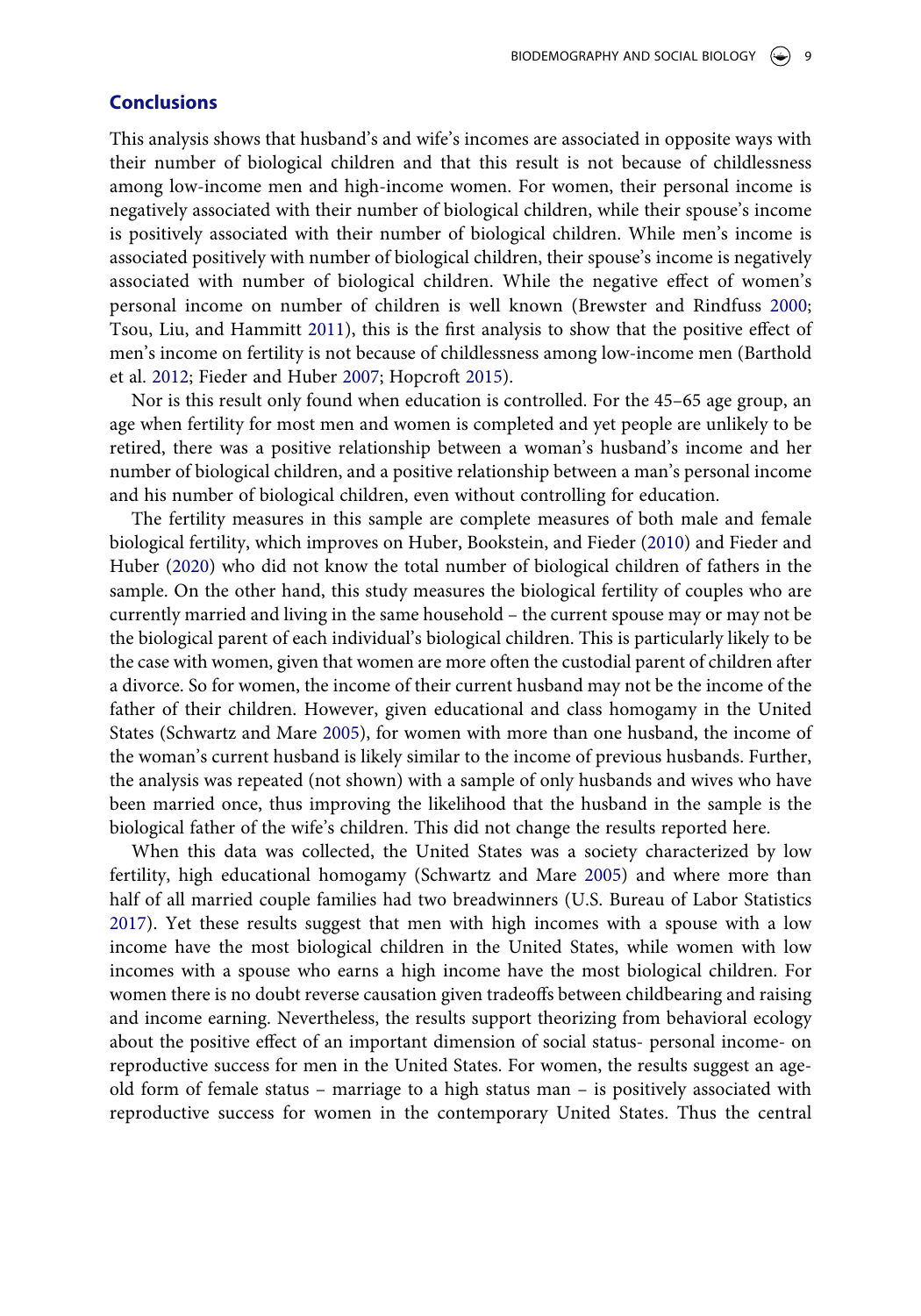## Conclusions

This analysis shows that husband's and wife's incomes are associated in opposite ways with their number of biological children and that this result is not because of childlessness among low-income men and high-income women. For women, their personal income is negatively associated with their number of biological children, while their spouse's income is positively associated with their number of biological children. While men's income is associated positively with number of biological children, their spouse's income is negatively associated with number of biological children. While the negative effect of women's personal income on number of children is well known (Brewster and Rindfuss 2000; Tsou, Liu, and Hammitt 2011), this is the first analysis to show that the positive effect of men's income on fertility is not because of childlessness among low-income men (Barthold et al. 2012; Fieder and Huber 2007; Hopcroft 2015).

Nor is this result only found when education is controlled. For the 45–65 age group, an age when fertility for most men and women is completed and yet people are unlikely to be retired, there was a positive relationship between a woman's husband's income and her number of biological children, and a positive relationship between a man's personal income and his number of biological children, even without controlling for education.

The fertility measures in this sample are complete measures of both male and female biological fertility, which improves on Huber, Bookstein, and Fieder (2010) and Fieder and Huber (2020) who did not know the total number of biological children of fathers in the sample. On the other hand, this study measures the biological fertility of couples who are currently married and living in the same household – the current spouse may or may not be the biological parent of each individual's biological children. This is particularly likely to be the case with women, given that women are more often the custodial parent of children after a divorce. So for women, the income of their current husband may not be the income of the father of their children. However, given educational and class homogamy in the United States (Schwartz and Mare 2005), for women with more than one husband, the income of the woman's current husband is likely similar to the income of previous husbands. Further, the analysis was repeated (not shown) with a sample of only husbands and wives who have been married once, thus improving the likelihood that the husband in the sample is the biological father of the wife's children. This did not change the results reported here.

When this data was collected, the United States was a society characterized by low fertility, high educational homogamy (Schwartz and Mare 2005) and where more than half of all married couple families had two breadwinners (U.S. Bureau of Labor Statistics 2017). Yet these results suggest that men with high incomes with a spouse with a low income have the most biological children in the United States, while women with low incomes with a spouse who earns a high income have the most biological children. For women there is no doubt reverse causation given tradeoffs between childbearing and raising and income earning. Nevertheless, the results support theorizing from behavioral ecology about the positive effect of an important dimension of social status- personal income- on reproductive success for men in the United States. For women, the results suggest an age-old form of female status – marriage to a high status man – is positively associated with reproductive success for women in the contemporary United States. Thus the central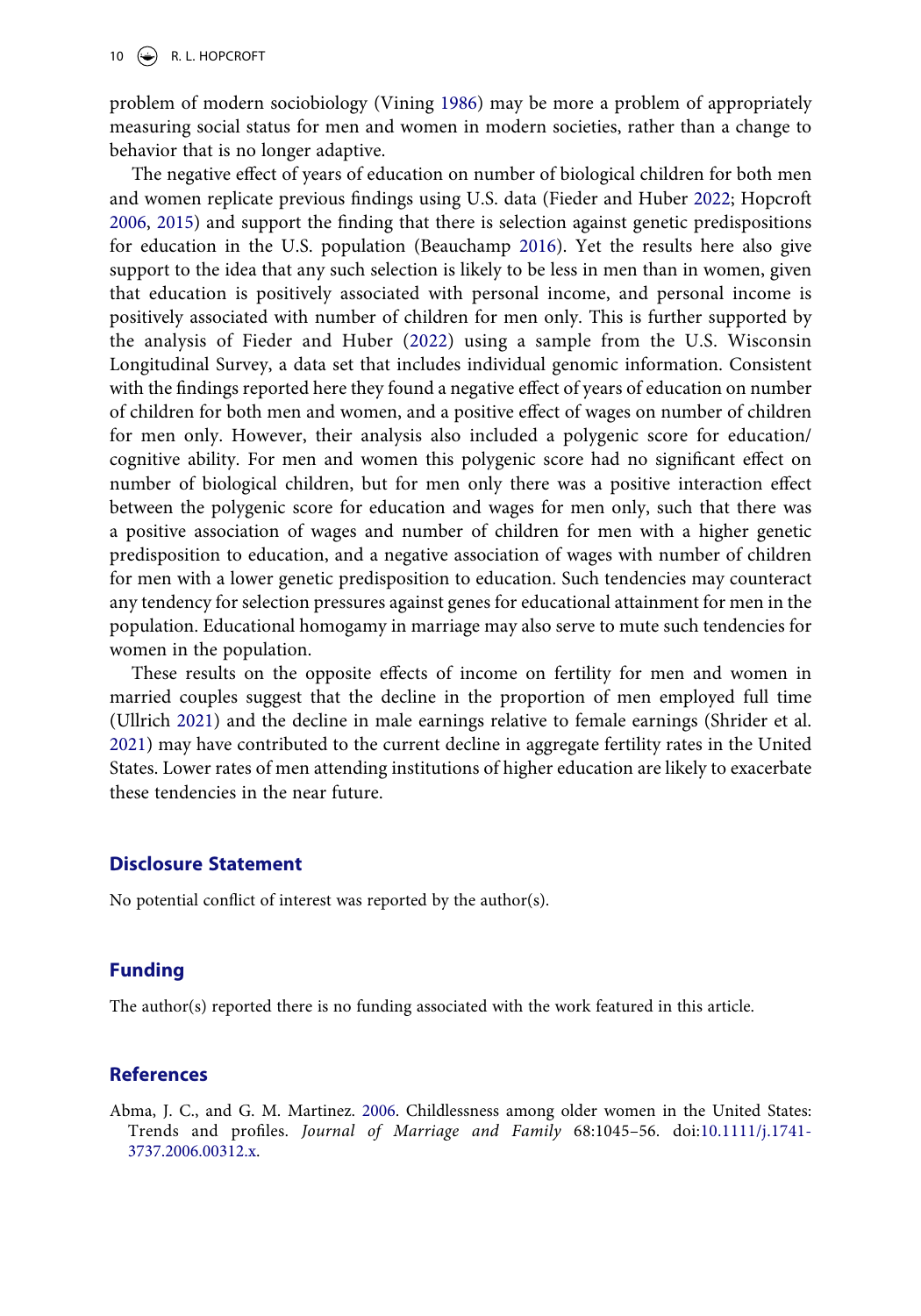problem of modern sociobiology (Vining 1986) may be more a problem of appropriately measuring social status for men and women in modern societies, rather than a change to behavior that is no longer adaptive.

The negative effect of years of education on number of biological children for both men and women replicate previous findings using U.S. data (Fieder and Huber 2022; Hopcroft 2006, 2015) and support the finding that there is selection against genetic predispositions for education in the U.S. population (Beauchamp 2016). Yet the results here also give support to the idea that any such selection is likely to be less in men than in women, given that education is positively associated with personal income, and personal income is positively associated with number of children for men only. This is further supported by the analysis of Fieder and Huber (2022) using a sample from the U.S. Wisconsin Longitudinal Survey, a data set that includes individual genomic information. Consistent with the findings reported here they found a negative effect of years of education on number of children for both men and women, and a positive effect of wages on number of children for men only. However, their analysis also included a polygenic score for education/ cognitive ability. For men and women this polygenic score had no significant effect on number of biological children, but for men only there was a positive interaction effect between the polygenic score for education and wages for men only, such that there was a positive association of wages and number of children for men with a higher genetic predisposition to education, and a negative association of wages with number of children for men with a lower genetic predisposition to education. Such tendencies may counteract any tendency for selection pressures against genes for educational attainment for men in the population. Educational homogamy in marriage may also serve to mute such tendencies for women in the population.

These results on the opposite effects of income on fertility for men and women in married couples suggest that the decline in the proportion of men employed full time (Ullrich 2021) and the decline in male earnings relative to female earnings (Shrider et al. 2021) may have contributed to the current decline in aggregate fertility rates in the United States. Lower rates of men attending institutions of higher education are likely to exacerbate these tendencies in the near future.

## Disclosure Statement

No potential conflict of interest was reported by the author(s).

## Funding

The author(s) reported there is no funding associated with the work featured in this article.

## References

Abma, J. C., and G. M. Martinez. 2006. Childlessness among older women in the United States: Trends and profiles. *Journal of Marriage and Family* 68:1045–56. doi:10.1111/j.1741-3737.2006.00312.x.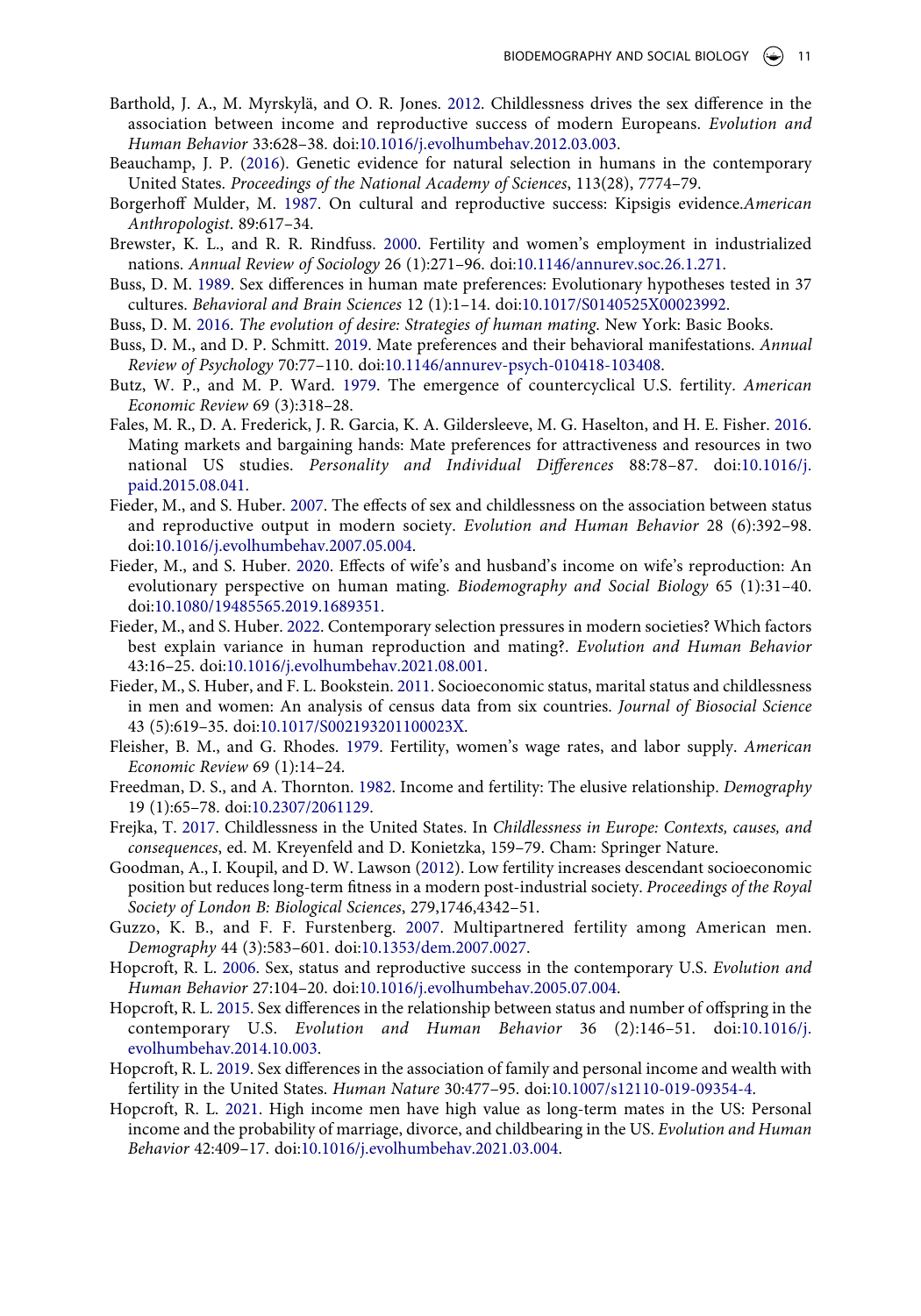Barthold, J. A., M. Myrskylä, and O. R. Jones. 2012. Childlessness drives the sex difference in the association between income and reproductive success of modern Europeans. *Evolution and Human Behavior* 33:628–38. doi:10.1016/j.evolhumbehav.2012.03.003.

Beauchamp, J. P. (2016). Genetic evidence for natural selection in humans in the contemporary United States. *Proceedings of the National Academy of Sciences*, 113(28), 7774–79.

Borgerhoff Mulder, M. 1987. On cultural and reproductive success: Kipsigis evidence.*American Anthropologist*. 89:617–34.

Brewster, K. L., and R. R. Rindfuss. 2000. Fertility and women's employment in industrialized nations. *Annual Review of Sociology* 26 (1):271–96. doi:10.1146/annurev.soc.26.1.271.

Buss, D. M. 1989. Sex differences in human mate preferences: Evolutionary hypotheses tested in 37 cultures. *Behavioral and Brain Sciences* 12 (1):1–14. doi:10.1017/S0140525X00023992.

Buss, D. M. 2016. *The evolution of desire: Strategies of human mating*. New York: Basic Books.

Buss, D. M., and D. P. Schmitt. 2019. Mate preferences and their behavioral manifestations. *Annual Review of Psychology* 70:77–110. doi:10.1146/annurev-psych-010418-103408.

Butz, W. P., and M. P. Ward. 1979. The emergence of countercyclical U.S. fertility. *American Economic Review* 69 (3):318–28.

Fales, M. R., D. A. Frederick, J. R. Garcia, K. A. Gildersleeve, M. G. Haselton, and H. E. Fisher. 2016. Mating markets and bargaining hands: Mate preferences for attractiveness and resources in two national US studies. *Personality and Individual Differences* 88:78–87. doi:10.1016/j.paid.2015.08.041.

Fieder, M., and S. Huber. 2007. The effects of sex and childlessness on the association between status and reproductive output in modern society. *Evolution and Human Behavior* 28 (6):392–98. doi:10.1016/j.evolhumbehav.2007.05.004.

Fieder, M., and S. Huber. 2020. Effects of wife's and husband's income on wife's reproduction: An evolutionary perspective on human mating. *Biodemography and Social Biology* 65 (1):31–40. doi:10.1080/19485565.2019.1689351.

Fieder, M., and S. Huber. 2022. Contemporary selection pressures in modern societies? Which factors best explain variance in human reproduction and mating?. *Evolution and Human Behavior* 43:16–25. doi:10.1016/j.evolhumbehav.2021.08.001.

Fieder, M., S. Huber, and F. L. Bookstein. 2011. Socioeconomic status, marital status and childlessness in men and women: An analysis of census data from six countries. *Journal of Biosocial Science* 43 (5):619–35. doi:10.1017/S002193201100023X.

Fleisher, B. M., and G. Rhodes. 1979. Fertility, women's wage rates, and labor supply. *American Economic Review* 69 (1):14–24.

Freedman, D. S., and A. Thornton. 1982. Income and fertility: The elusive relationship. *Demography* 19 (1):65–78. doi:10.2307/2061129.

Frejka, T. 2017. Childlessness in the United States. In *Childlessness in Europe: Contexts, causes, and consequences*, ed. M. Kreyenfeld and D. Konietzka, 159–79. Cham: Springer Nature.

Goodman, A., I. Koupil, and D. W. Lawson (2012). Low fertility increases descendant socioeconomic position but reduces long-term fitness in a modern post-industrial society. *Proceedings of the Royal Society of London B: Biological Sciences*, 279,1746,4342–51.

Guzzo, K. B., and F. F. Furstenberg. 2007. Multipartnered fertility among American men. *Demography* 44 (3):583–601. doi:10.1353/dem.2007.0027.

Hopcroft, R. L. 2006. Sex, status and reproductive success in the contemporary U.S. *Evolution and Human Behavior* 27:104–20. doi:10.1016/j.evolhumbehav.2005.07.004.

Hopcroft, R. L. 2015. Sex differences in the relationship between status and number of offspring in the contemporary U.S. *Evolution and Human Behavior* 36 (2):146–51. doi:10.1016/j.evolhumbehav.2014.10.003.

Hopcroft, R. L. 2019. Sex differences in the association of family and personal income and wealth with fertility in the United States. *Human Nature* 30:477–95. doi:10.1007/s12110-019-09354-4.

Hopcroft, R. L. 2021. High income men have high value as long-term mates in the US: Personal income and the probability of marriage, divorce, and childbearing in the US. *Evolution and Human Behavior* 42:409–17. doi:10.1016/j.evolhumbehav.2021.03.004.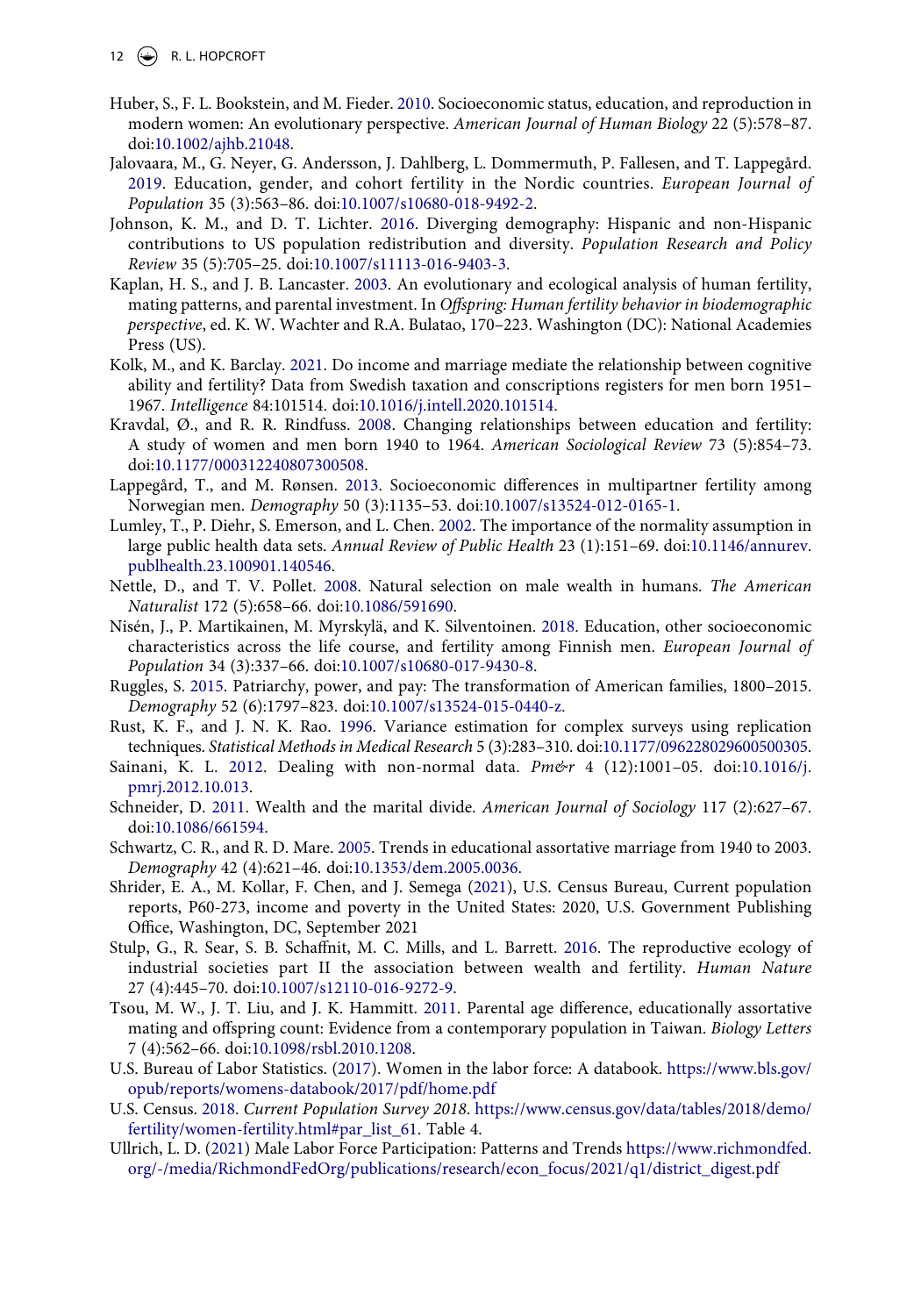Huber, S., F. L. Bookstein, and M. Fieder. 2010. Socioeconomic status, education, and reproduction in modern women: An evolutionary perspective. *American Journal of Human Biology* 22 (5):578–87. doi:10.1002/ajhb.21048.

Jalovaara, M., G. Neyer, G. Andersson, J. Dahlberg, L. Dommermuth, P. Fallesen, and T. Lappegård. 2019. Education, gender, and cohort fertility in the Nordic countries. *European Journal of Population* 35 (3):563–86. doi:10.1007/s10680-018-9492-2.

Johnson, K. M., and D. T. Lichter. 2016. Diverging demography: Hispanic and non-Hispanic contributions to US population redistribution and diversity. *Population Research and Policy Review* 35 (5):705–25. doi:10.1007/s11113-016-9403-3.

Kaplan, H. S., and J. B. Lancaster. 2003. An evolutionary and ecological analysis of human fertility, mating patterns, and parental investment. In *Offspring: Human fertility behavior in biodemographic perspective*, ed. K. W. Wachter and R.A. Bulatao, 170–223. Washington (DC): National Academies Press (US).

Kolk, M., and K. Barclay. 2021. Do income and marriage mediate the relationship between cognitive ability and fertility? Data from Swedish taxation and conscriptions registers for men born 1951–1967. *Intelligence* 84:101514. doi:10.1016/j.intell.2020.101514.

Kravdal, Ø., and R. R. Rindfuss. 2008. Changing relationships between education and fertility: A study of women and men born 1940 to 1964. *American Sociological Review* 73 (5):854–73. doi:10.1177/000312240807300508.

Lappegård, T., and M. Rønsen. 2013. Socioeconomic differences in multipartner fertility among Norwegian men. *Demography* 50 (3):1135–53. doi:10.1007/s13524-012-0165-1.

Lumley, T., P. Diehr, S. Emerson, and L. Chen. 2002. The importance of the normality assumption in large public health data sets. *Annual Review of Public Health* 23 (1):151–69. doi:10.1146/annurev.publhealth.23.100901.140546.

Nettle, D., and T. V. Pollet. 2008. Natural selection on male wealth in humans. *The American Naturalist* 172 (5):658–66. doi:10.1086/591690.

Nisén, J., P. Martikainen, M. Myrskylä, and K. Silventoinen. 2018. Education, other socioeconomic characteristics across the life course, and fertility among Finnish men. *European Journal of Population* 34 (3):337–66. doi:10.1007/s10680-017-9430-8.

Ruggles, S. 2015. Patriarchy, power, and pay: The transformation of American families, 1800–2015. *Demography* 52 (6):1797–823. doi:10.1007/s13524-015-0440-z.

Rust, K. F., and J. N. K. Rao. 1996. Variance estimation for complex surveys using replication techniques. *Statistical Methods in Medical Research* 5 (3):283–310. doi:10.1177/096228029600500305.

Sainani, K. L. 2012. Dealing with non-normal data. *Pm&r* 4 (12):1001–05. doi:10.1016/j.pmrj.2012.10.013.

Schneider, D. 2011. Wealth and the marital divide. *American Journal of Sociology* 117 (2):627–67. doi:10.1086/661594.

Schwartz, C. R., and R. D. Mare. 2005. Trends in educational assortative marriage from 1940 to 2003. *Demography* 42 (4):621–46. doi:10.1353/dem.2005.0036.

Shrider, E. A., M. Kollar, F. Chen, and J. Semega (2021), U.S. Census Bureau, Current population reports, P60-273, income and poverty in the United States: 2020, U.S. Government Publishing Office, Washington, DC, September 2021

Stulp, G., R. Sear, S. B. Schaffnit, M. C. Mills, and L. Barrett. 2016. The reproductive ecology of industrial societies part II the association between wealth and fertility. *Human Nature* 27 (4):445–70. doi:10.1007/s12110-016-9272-9.

Tsou, M. W., J. T. Liu, and J. K. Hammitt. 2011. Parental age difference, educationally assortative mating and offspring count: Evidence from a contemporary population in Taiwan. *Biology Letters* 7 (4):562–66. doi:10.1098/rsbl.2010.1208.

U.S. Bureau of Labor Statistics. (2017). Women in the labor force: A databook. https://www.bls.gov/opub/reports/womens-databook/2017/pdf/home.pdf

U.S. Census. 2018. *Current Population Survey 2018*. https://www.census.gov/data/tables/2018/demo/fertility/women-fertility.html#par_list_61. Table 4.

Ullrich, L. D. (2021) Male Labor Force Participation: Patterns and Trends https://www.richmondfed.org/-/media/RichmondFedOrg/publications/research/econ_focus/2021/q1/district_digest.pdf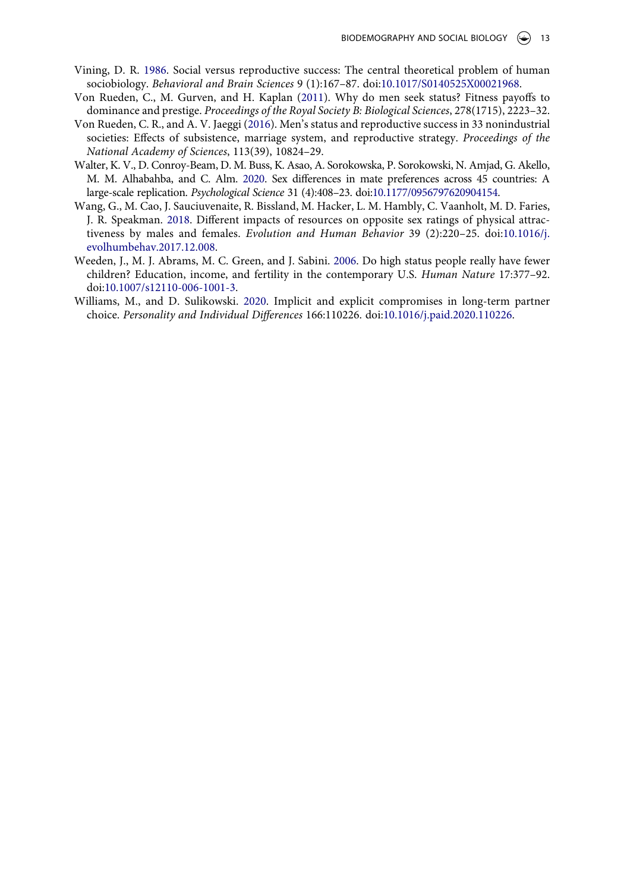Vining, D. R. 1986. Social versus reproductive success: The central theoretical problem of human sociobiology. *Behavioral and Brain Sciences* 9 (1):167–87. doi:10.1017/S0140525X00021968.

Von Rueden, C., M. Gurven, and H. Kaplan (2011). Why do men seek status? Fitness payoffs to dominance and prestige. *Proceedings of the Royal Society B: Biological Sciences*, 278(1715), 2223–32.

Von Rueden, C. R., and A. V. Jaeggi (2016). Men's status and reproductive success in 33 nonindustrial societies: Effects of subsistence, marriage system, and reproductive strategy. *Proceedings of the National Academy of Sciences*, 113(39), 10824–29.

Walter, K. V., D. Conroy-Beam, D. M. Buss, K. Asao, A. Sorokowska, P. Sorokowski, N. Amjad, G. Akello, M. M. Alhabahba, and C. Alm. 2020. Sex differences in mate preferences across 45 countries: A large-scale replication. *Psychological Science* 31 (4):408–23. doi:10.1177/0956797620904154.

Wang, G., M. Cao, J. Sauciuvenaite, R. Bissland, M. Hacker, L. M. Hambly, C. Vaanholt, M. D. Faries, J. R. Speakman. 2018. Different impacts of resources on opposite sex ratings of physical attractiveness by males and females. *Evolution and Human Behavior* 39 (2):220–25. doi:10.1016/j.evolhumbehav.2017.12.008.

Weeden, J., M. J. Abrams, M. C. Green, and J. Sabini. 2006. Do high status people really have fewer children? Education, income, and fertility in the contemporary U.S. *Human Nature* 17:377–92. doi:10.1007/s12110-006-1001-3.

Williams, M., and D. Sulikowski. 2020. Implicit and explicit compromises in long-term partner choice. *Personality and Individual Differences* 166:110226. doi:10.1016/j.paid.2020.110226.